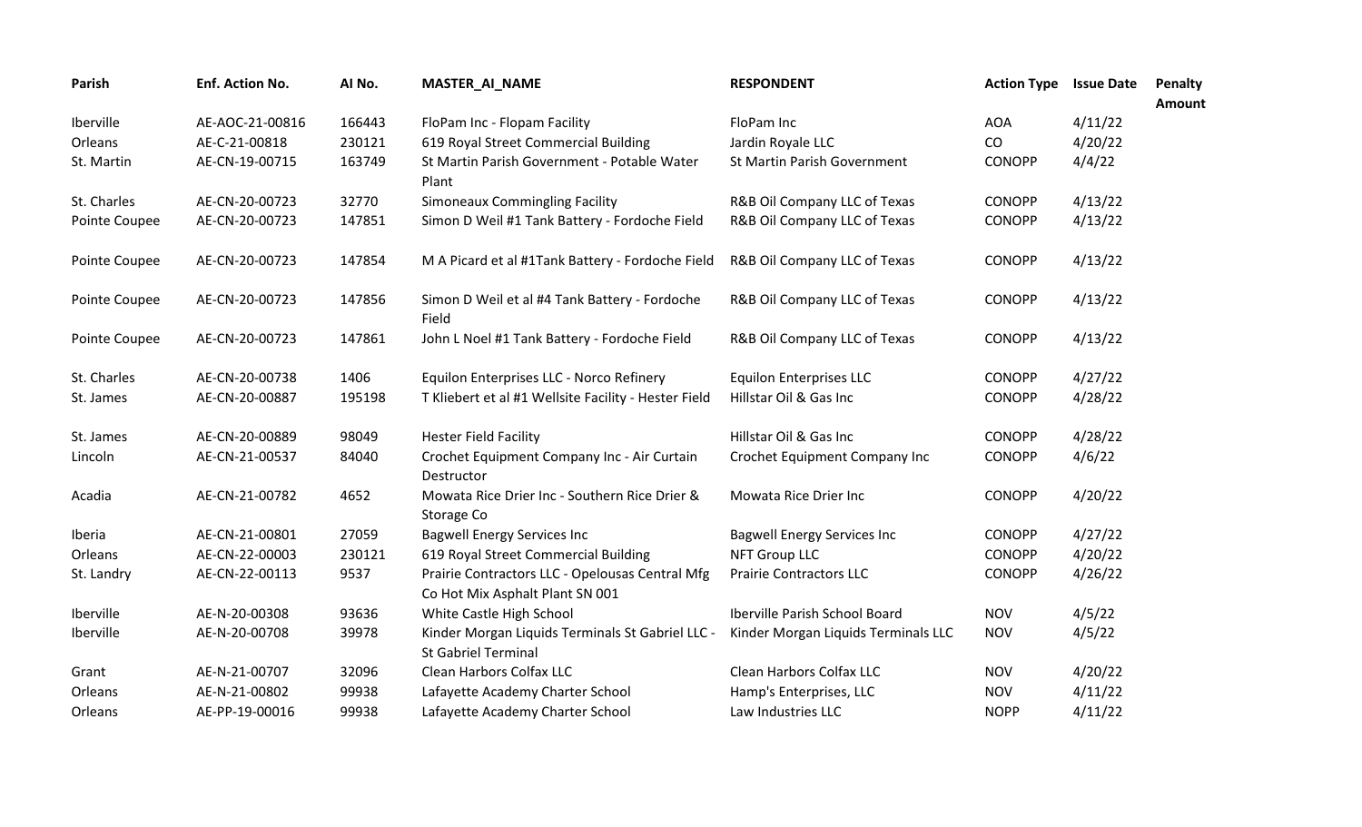| Parish | Enf. Action No. | AI No. | MASTER_AI_NAME | RESPONDENT | Action Type | Issue Date | Penalty Amount |
|---|---|---|---|---|---|---|---|
| Iberville | AE-AOC-21-00816 | 166443 | FloPam Inc - Flopam Facility | FloPam Inc | AOA | 4/11/22 | |
| Orleans | AE-C-21-00818 | 230121 | 619 Royal Street Commercial Building | Jardin Royale LLC | CO | 4/20/22 | |
| St. Martin | AE-CN-19-00715 | 163749 | St Martin Parish Government - Potable Water Plant | St Martin Parish Government | CONOPP | 4/4/22 | |
| St. Charles | AE-CN-20-00723 | 32770 | Simoneaux Commingling Facility | R&B Oil Company LLC of Texas | CONOPP | 4/13/22 | |
| Pointe Coupee | AE-CN-20-00723 | 147851 | Simon D Weil #1 Tank Battery - Fordoche Field | R&B Oil Company LLC of Texas | CONOPP | 4/13/22 | |
| Pointe Coupee | AE-CN-20-00723 | 147854 | M A Picard et al #1Tank Battery - Fordoche Field | R&B Oil Company LLC of Texas | CONOPP | 4/13/22 | |
| Pointe Coupee | AE-CN-20-00723 | 147856 | Simon D Weil et al #4 Tank Battery - Fordoche Field | R&B Oil Company LLC of Texas | CONOPP | 4/13/22 | |
| Pointe Coupee | AE-CN-20-00723 | 147861 | John L Noel #1 Tank Battery - Fordoche Field | R&B Oil Company LLC of Texas | CONOPP | 4/13/22 | |
| St. Charles | AE-CN-20-00738 | 1406 | Equilon Enterprises LLC - Norco Refinery | Equilon Enterprises LLC | CONOPP | 4/27/22 | |
| St. James | AE-CN-20-00887 | 195198 | T Kliebert et al #1 Wellsite Facility - Hester Field | Hillstar Oil & Gas Inc | CONOPP | 4/28/22 | |
| St. James | AE-CN-20-00889 | 98049 | Hester Field Facility | Hillstar Oil & Gas Inc | CONOPP | 4/28/22 | |
| Lincoln | AE-CN-21-00537 | 84040 | Crochet Equipment Company Inc - Air Curtain Destructor | Crochet Equipment Company Inc | CONOPP | 4/6/22 | |
| Acadia | AE-CN-21-00782 | 4652 | Mowata Rice Drier Inc - Southern Rice Drier & Storage Co | Mowata Rice Drier Inc | CONOPP | 4/20/22 | |
| Iberia | AE-CN-21-00801 | 27059 | Bagwell Energy Services Inc | Bagwell Energy Services Inc | CONOPP | 4/27/22 | |
| Orleans | AE-CN-22-00003 | 230121 | 619 Royal Street Commercial Building | NFT Group LLC | CONOPP | 4/20/22 | |
| St. Landry | AE-CN-22-00113 | 9537 | Prairie Contractors LLC - Opelousas Central Mfg Co Hot Mix Asphalt Plant SN 001 | Prairie Contractors LLC | CONOPP | 4/26/22 | |
| Iberville | AE-N-20-00308 | 93636 | White Castle High School | Iberville Parish School Board | NOV | 4/5/22 | |
| Iberville | AE-N-20-00708 | 39978 | Kinder Morgan Liquids Terminals St Gabriel LLC - St Gabriel Terminal | Kinder Morgan Liquids Terminals LLC | NOV | 4/5/22 | |
| Grant | AE-N-21-00707 | 32096 | Clean Harbors Colfax LLC | Clean Harbors Colfax LLC | NOV | 4/20/22 | |
| Orleans | AE-N-21-00802 | 99938 | Lafayette Academy Charter School | Hamp's Enterprises, LLC | NOV | 4/11/22 | |
| Orleans | AE-PP-19-00016 | 99938 | Lafayette Academy Charter School | Law Industries LLC | NOPP | 4/11/22 | |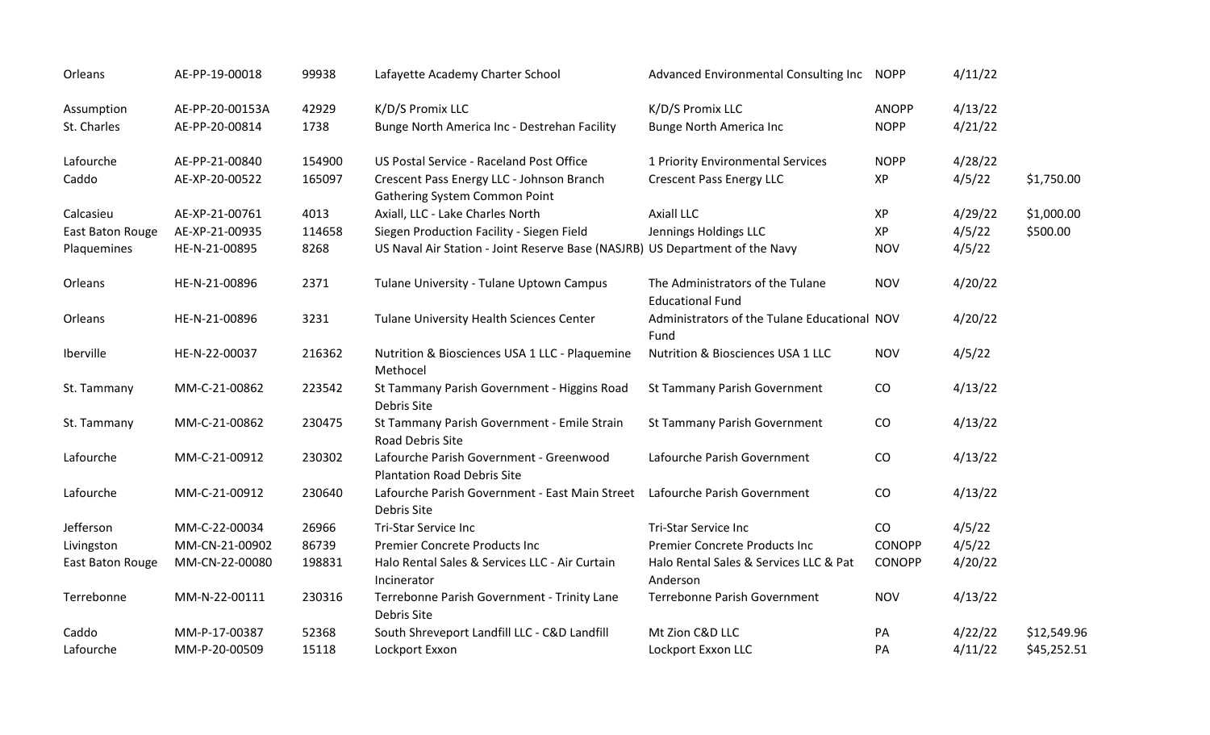| | | | | | | | |
|---|---|---|---|---|---|---|---|
| Orleans | AE-PP-19-00018 | 99938 | Lafayette Academy Charter School | Advanced Environmental Consulting Inc | NOPP | 4/11/22 | |
| Assumption | AE-PP-20-00153A | 42929 | K/D/S Promix LLC | K/D/S Promix LLC | ANOPP | 4/13/22 | |
| St. Charles | AE-PP-20-00814 | 1738 | Bunge North America Inc - Destrehan Facility | Bunge North America Inc | NOPP | 4/21/22 | |
| Lafourche | AE-PP-21-00840 | 154900 | US Postal Service - Raceland Post Office | 1 Priority Environmental Services | NOPP | 4/28/22 | |
| Caddo | AE-XP-20-00522 | 165097 | Crescent Pass Energy LLC - Johnson Branch Gathering System Common Point | Crescent Pass Energy LLC | XP | 4/5/22 | $1,750.00 |
| Calcasieu | AE-XP-21-00761 | 4013 | Axiall, LLC - Lake Charles North | Axiall LLC | XP | 4/29/22 | $1,000.00 |
| East Baton Rouge | AE-XP-21-00935 | 114658 | Siegen Production Facility - Siegen Field | Jennings Holdings LLC | XP | 4/5/22 | $500.00 |
| Plaquemines | HE-N-21-00895 | 8268 | US Naval Air Station - Joint Reserve Base (NASJRB) | US Department of the Navy | NOV | 4/5/22 | |
| Orleans | HE-N-21-00896 | 2371 | Tulane University - Tulane Uptown Campus | The Administrators of the Tulane Educational Fund | NOV | 4/20/22 | |
| Orleans | HE-N-21-00896 | 3231 | Tulane University Health Sciences Center | Administrators of the Tulane Educational Fund | NOV | 4/20/22 | |
| Iberville | HE-N-22-00037 | 216362 | Nutrition & Biosciences USA 1 LLC - Plaquemine Methocel | Nutrition & Biosciences USA 1 LLC | NOV | 4/5/22 | |
| St. Tammany | MM-C-21-00862 | 223542 | St Tammany Parish Government - Higgins Road Debris Site | St Tammany Parish Government | CO | 4/13/22 | |
| St. Tammany | MM-C-21-00862 | 230475 | St Tammany Parish Government - Emile Strain Road Debris Site | St Tammany Parish Government | CO | 4/13/22 | |
| Lafourche | MM-C-21-00912 | 230302 | Lafourche Parish Government - Greenwood Plantation Road Debris Site | Lafourche Parish Government | CO | 4/13/22 | |
| Lafourche | MM-C-21-00912 | 230640 | Lafourche Parish Government - East Main Street Debris Site | Lafourche Parish Government | CO | 4/13/22 | |
| Jefferson | MM-C-22-00034 | 26966 | Tri-Star Service Inc | Tri-Star Service Inc | CO | 4/5/22 | |
| Livingston | MM-CN-21-00902 | 86739 | Premier Concrete Products Inc | Premier Concrete Products Inc | CONOPP | 4/5/22 | |
| East Baton Rouge | MM-CN-22-00080 | 198831 | Halo Rental Sales & Services LLC - Air Curtain Incinerator | Halo Rental Sales & Services LLC & Pat Anderson | CONOPP | 4/20/22 | |
| Terrebonne | MM-N-22-00111 | 230316 | Terrebonne Parish Government - Trinity Lane Debris Site | Terrebonne Parish Government | NOV | 4/13/22 | |
| Caddo | MM-P-17-00387 | 52368 | South Shreveport Landfill LLC - C&D Landfill | Mt Zion C&D LLC | PA | 4/22/22 | $12,549.96 |
| Lafourche | MM-P-20-00509 | 15118 | Lockport Exxon | Lockport Exxon LLC | PA | 4/11/22 | $45,252.51 |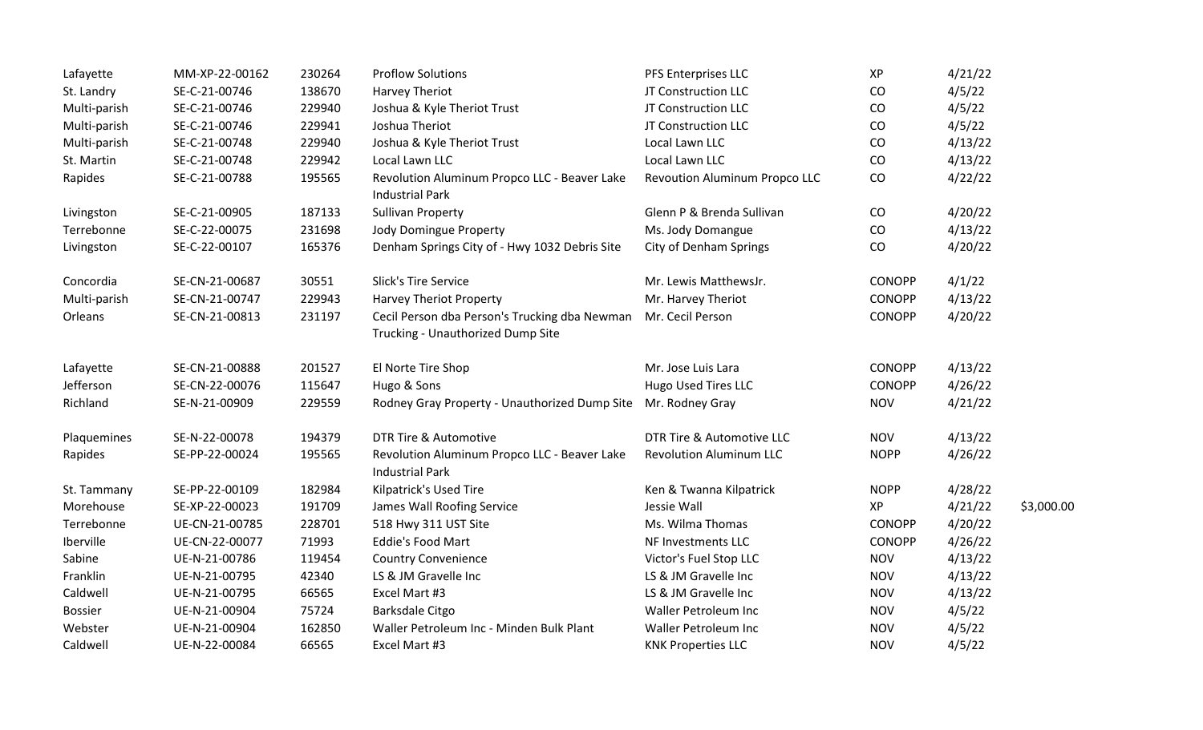| | | | | | | | |
|---|---|---|---|---|---|---|---|
| Lafayette | MM-XP-22-00162 | 230264 | Proflow Solutions | PFS Enterprises LLC | XP | 4/21/22 | |
| St. Landry | SE-C-21-00746 | 138670 | Harvey Theriot | JT Construction LLC | CO | 4/5/22 | |
| Multi-parish | SE-C-21-00746 | 229940 | Joshua & Kyle Theriot Trust | JT Construction LLC | CO | 4/5/22 | |
| Multi-parish | SE-C-21-00746 | 229941 | Joshua Theriot | JT Construction LLC | CO | 4/5/22 | |
| Multi-parish | SE-C-21-00748 | 229940 | Joshua & Kyle Theriot Trust | Local Lawn LLC | CO | 4/13/22 | |
| St. Martin | SE-C-21-00748 | 229942 | Local Lawn LLC | Local Lawn LLC | CO | 4/13/22 | |
| Rapides | SE-C-21-00788 | 195565 | Revolution Aluminum Propco LLC - Beaver Lake Industrial Park | Revoution Aluminum Propco LLC | CO | 4/22/22 | |
| Livingston | SE-C-21-00905 | 187133 | Sullivan Property | Glenn P & Brenda Sullivan | CO | 4/20/22 | |
| Terrebonne | SE-C-22-00075 | 231698 | Jody Domingue Property | Ms. Jody Domangue | CO | 4/13/22 | |
| Livingston | SE-C-22-00107 | 165376 | Denham Springs City of - Hwy 1032 Debris Site | City of Denham Springs | CO | 4/20/22 | |
| Concordia | SE-CN-21-00687 | 30551 | Slick's Tire Service | Mr. Lewis MatthewsJr. | CONOPP | 4/1/22 | |
| Multi-parish | SE-CN-21-00747 | 229943 | Harvey Theriot Property | Mr. Harvey Theriot | CONOPP | 4/13/22 | |
| Orleans | SE-CN-21-00813 | 231197 | Cecil Person dba Person's Trucking dba Newman Trucking - Unauthorized Dump Site | Mr. Cecil Person | CONOPP | 4/20/22 | |
| Lafayette | SE-CN-21-00888 | 201527 | El Norte Tire Shop | Mr. Jose Luis Lara | CONOPP | 4/13/22 | |
| Jefferson | SE-CN-22-00076 | 115647 | Hugo & Sons | Hugo Used Tires LLC | CONOPP | 4/26/22 | |
| Richland | SE-N-21-00909 | 229559 | Rodney Gray Property - Unauthorized Dump Site | Mr. Rodney Gray | NOV | 4/21/22 | |
| Plaquemines | SE-N-22-00078 | 194379 | DTR Tire & Automotive | DTR Tire & Automotive LLC | NOV | 4/13/22 | |
| Rapides | SE-PP-22-00024 | 195565 | Revolution Aluminum Propco LLC - Beaver Lake Industrial Park | Revolution Aluminum LLC | NOPP | 4/26/22 | |
| St. Tammany | SE-PP-22-00109 | 182984 | Kilpatrick's Used Tire | Ken & Twanna Kilpatrick | NOPP | 4/28/22 | |
| Morehouse | SE-XP-22-00023 | 191709 | James Wall Roofing Service | Jessie Wall | XP | 4/21/22 | $3,000.00 |
| Terrebonne | UE-CN-21-00785 | 228701 | 518 Hwy 311 UST Site | Ms. Wilma Thomas | CONOPP | 4/20/22 | |
| Iberville | UE-CN-22-00077 | 71993 | Eddie's Food Mart | NF Investments LLC | CONOPP | 4/26/22 | |
| Sabine | UE-N-21-00786 | 119454 | Country Convenience | Victor's Fuel Stop LLC | NOV | 4/13/22 | |
| Franklin | UE-N-21-00795 | 42340 | LS & JM Gravelle Inc | LS & JM Gravelle Inc | NOV | 4/13/22 | |
| Caldwell | UE-N-21-00795 | 66565 | Excel Mart #3 | LS & JM Gravelle Inc | NOV | 4/13/22 | |
| Bossier | UE-N-21-00904 | 75724 | Barksdale Citgo | Waller Petroleum Inc | NOV | 4/5/22 | |
| Webster | UE-N-21-00904 | 162850 | Waller Petroleum Inc - Minden Bulk Plant | Waller Petroleum Inc | NOV | 4/5/22 | |
| Caldwell | UE-N-22-00084 | 66565 | Excel Mart #3 | KNK Properties LLC | NOV | 4/5/22 | |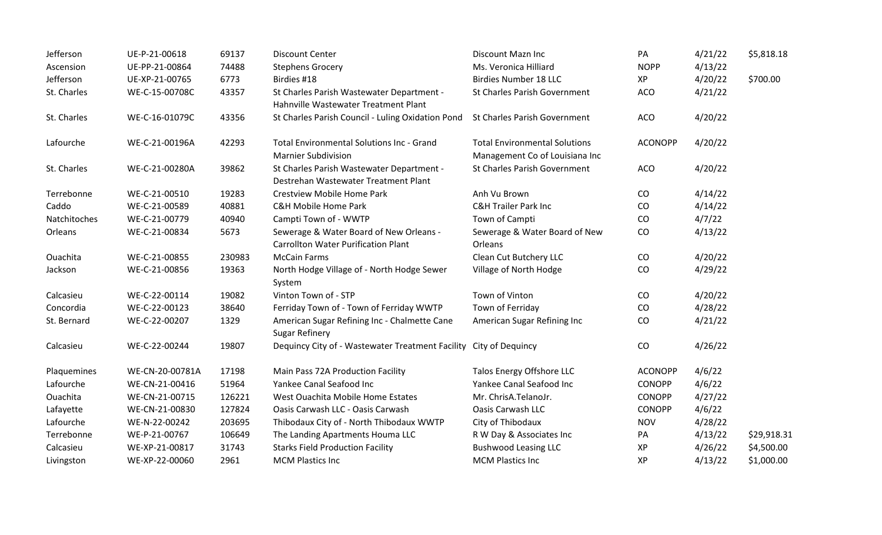| | | | | | | | |
|---|---|---|---|---|---|---|---|
| Jefferson | UE-P-21-00618 | 69137 | Discount Center | Discount Mazn Inc | PA | 4/21/22 | $5,818.18 |
| Ascension | UE-PP-21-00864 | 74488 | Stephens Grocery | Ms. Veronica Hilliard | NOPP | 4/13/22 | |
| Jefferson | UE-XP-21-00765 | 6773 | Birdies #18 | Birdies Number 18 LLC | XP | 4/20/22 | $700.00 |
| St. Charles | WE-C-15-00708C | 43357 | St Charles Parish Wastewater Department - Hahnville Wastewater Treatment Plant | St Charles Parish Government | ACO | 4/21/22 | |
| St. Charles | WE-C-16-01079C | 43356 | St Charles Parish Council - Luling Oxidation Pond | St Charles Parish Government | ACO | 4/20/22 | |
| Lafourche | WE-C-21-00196A | 42293 | Total Environmental Solutions Inc - Grand Marnier Subdivision | Total Environmental Solutions Management Co of Louisiana Inc | ACONOPP | 4/20/22 | |
| St. Charles | WE-C-21-00280A | 39862 | St Charles Parish Wastewater Department - Destrehan Wastewater Treatment Plant | St Charles Parish Government | ACO | 4/20/22 | |
| Terrebonne | WE-C-21-00510 | 19283 | Crestview Mobile Home Park | Anh Vu Brown | CO | 4/14/22 | |
| Caddo | WE-C-21-00589 | 40881 | C&H Mobile Home Park | C&H Trailer Park Inc | CO | 4/14/22 | |
| Natchitoches | WE-C-21-00779 | 40940 | Campti Town of - WWTP | Town of Campti | CO | 4/7/22 | |
| Orleans | WE-C-21-00834 | 5673 | Sewerage & Water Board of New Orleans - Carrollton Water Purification Plant | Sewerage & Water Board of New Orleans | CO | 4/13/22 | |
| Ouachita | WE-C-21-00855 | 230983 | McCain Farms | Clean Cut Butchery LLC | CO | 4/20/22 | |
| Jackson | WE-C-21-00856 | 19363 | North Hodge Village of - North Hodge Sewer System | Village of North Hodge | CO | 4/29/22 | |
| Calcasieu | WE-C-22-00114 | 19082 | Vinton Town of - STP | Town of Vinton | CO | 4/20/22 | |
| Concordia | WE-C-22-00123 | 38640 | Ferriday Town of - Town of Ferriday WWTP | Town of Ferriday | CO | 4/28/22 | |
| St. Bernard | WE-C-22-00207 | 1329 | American Sugar Refining Inc - Chalmette Cane Sugar Refinery | American Sugar Refining Inc | CO | 4/21/22 | |
| Calcasieu | WE-C-22-00244 | 19807 | Dequincy City of - Wastewater Treatment Facility | City of Dequincy | CO | 4/26/22 | |
| Plaquemines | WE-CN-20-00781A | 17198 | Main Pass 72A Production Facility | Talos Energy Offshore LLC | ACONOPP | 4/6/22 | |
| Lafourche | WE-CN-21-00416 | 51964 | Yankee Canal Seafood Inc | Yankee Canal Seafood Inc | CONOPP | 4/6/22 | |
| Ouachita | WE-CN-21-00715 | 126221 | West Ouachita Mobile Home Estates | Mr. ChrisA.TelanoJr. | CONOPP | 4/27/22 | |
| Lafayette | WE-CN-21-00830 | 127824 | Oasis Carwash LLC - Oasis Carwash | Oasis Carwash LLC | CONOPP | 4/6/22 | |
| Lafourche | WE-N-22-00242 | 203695 | Thibodaux City of - North Thibodaux WWTP | City of Thibodaux | NOV | 4/28/22 | |
| Terrebonne | WE-P-21-00767 | 106649 | The Landing Apartments Houma LLC | R W Day & Associates Inc | PA | 4/13/22 | $29,918.31 |
| Calcasieu | WE-XP-21-00817 | 31743 | Starks Field Production Facility | Bushwood Leasing LLC | XP | 4/26/22 | $4,500.00 |
| Livingston | WE-XP-22-00060 | 2961 | MCM Plastics Inc | MCM Plastics Inc | XP | 4/13/22 | $1,000.00 |